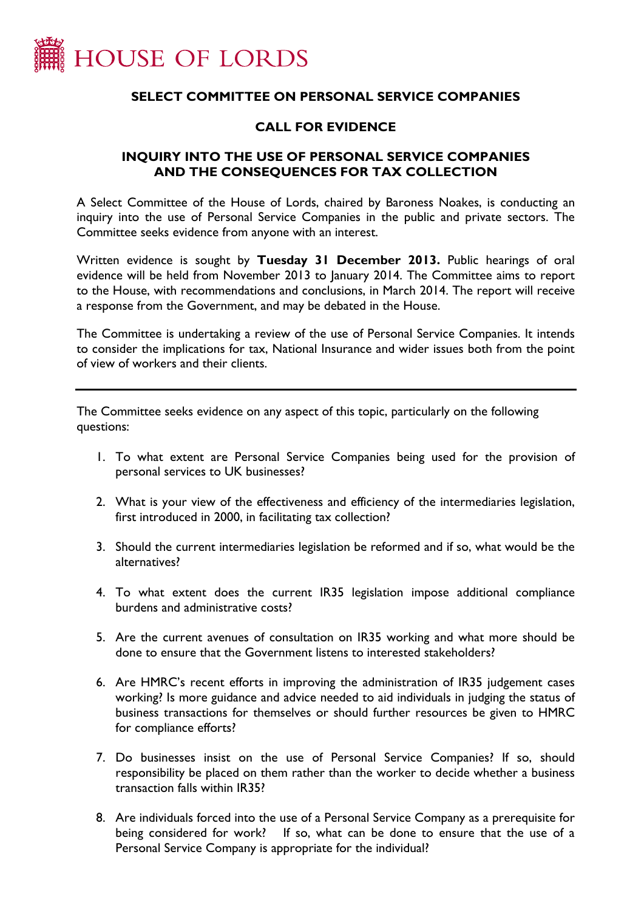# HOUSE OF LORDS

## SELECT COMMITTEE ON PERSONAL SERVICE COMPANIES

## CALL FOR EVIDENCE

## INQUIRY INTO THE USE OF PERSONAL SERVICE COMPANIES AND THE CONSEQUENCES FOR TAX COLLECTION

A Select Committee of the House of Lords, chaired by Baroness Noakes, is conducting an inquiry into the use of Personal Service Companies in the public and private sectors. The Committee seeks evidence from anyone with an interest.

Written evidence is sought by **Tuesday 31 December 2013.** Public hearings of oral evidence will be held from November 2013 to January 2014. The Committee aims to report to the House, with recommendations and conclusions, in March 2014. The report will receive a response from the Government, and may be debated in the House.

The Committee is undertaking a review of the use of Personal Service Companies. It intends to consider the implications for tax, National Insurance and wider issues both from the point of view of workers and their clients.

---

The Committee seeks evidence on any aspect of this topic, particularly on the following questions:

1. To what extent are Personal Service Companies being used for the provision of personal services to UK businesses?
2. What is your view of the effectiveness and efficiency of the intermediaries legislation, first introduced in 2000, in facilitating tax collection?
3. Should the current intermediaries legislation be reformed and if so, what would be the alternatives?
4. To what extent does the current IR35 legislation impose additional compliance burdens and administrative costs?
5. Are the current avenues of consultation on IR35 working and what more should be done to ensure that the Government listens to interested stakeholders?
6. Are HMRC's recent efforts in improving the administration of IR35 judgement cases working? Is more guidance and advice needed to aid individuals in judging the status of business transactions for themselves or should further resources be given to HMRC for compliance efforts?
7. Do businesses insist on the use of Personal Service Companies? If so, should responsibility be placed on them rather than the worker to decide whether a business transaction falls within IR35?
8. Are individuals forced into the use of a Personal Service Company as a prerequisite for being considered for work? If so, what can be done to ensure that the use of a Personal Service Company is appropriate for the individual?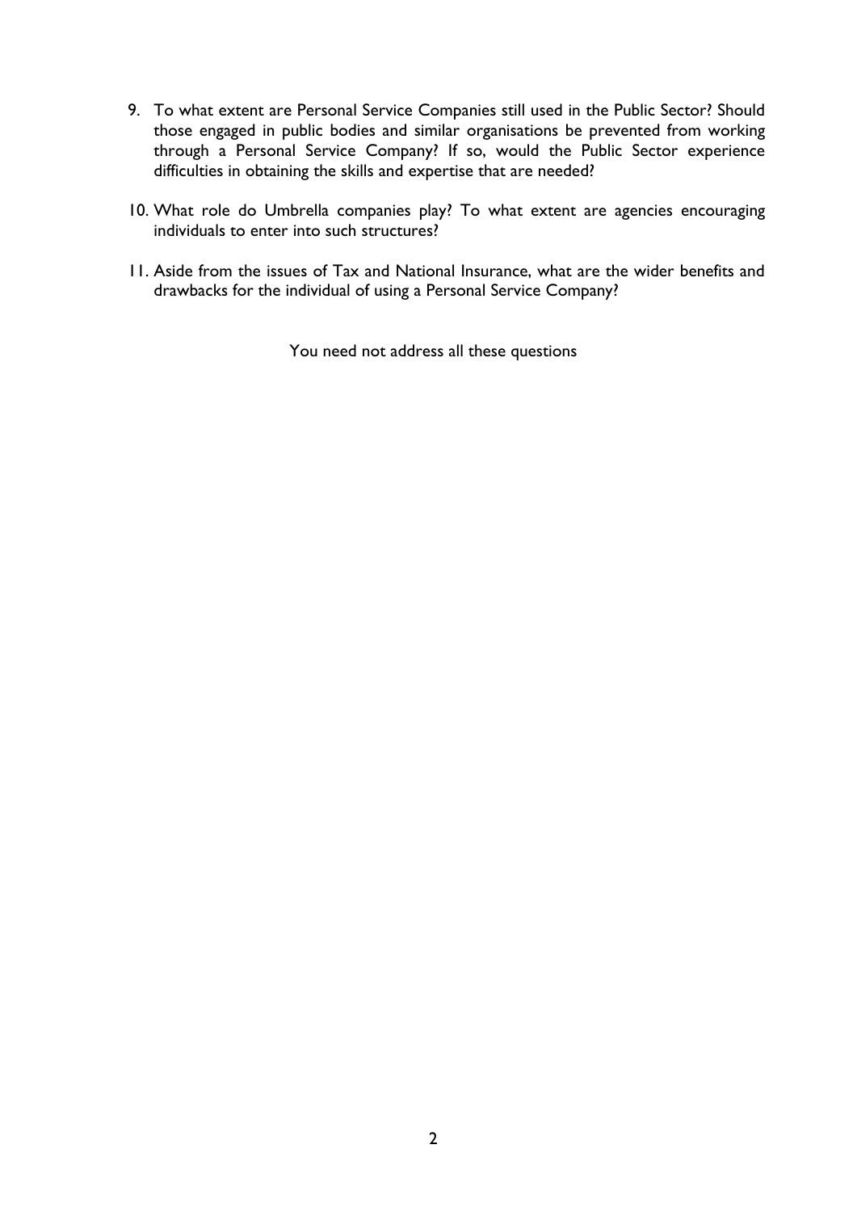9. To what extent are Personal Service Companies still used in the Public Sector? Should those engaged in public bodies and similar organisations be prevented from working through a Personal Service Company? If so, would the Public Sector experience difficulties in obtaining the skills and expertise that are needed?

10. What role do Umbrella companies play? To what extent are agencies encouraging individuals to enter into such structures?

11. Aside from the issues of Tax and National Insurance, what are the wider benefits and drawbacks for the individual of using a Personal Service Company?

You need not address all these questions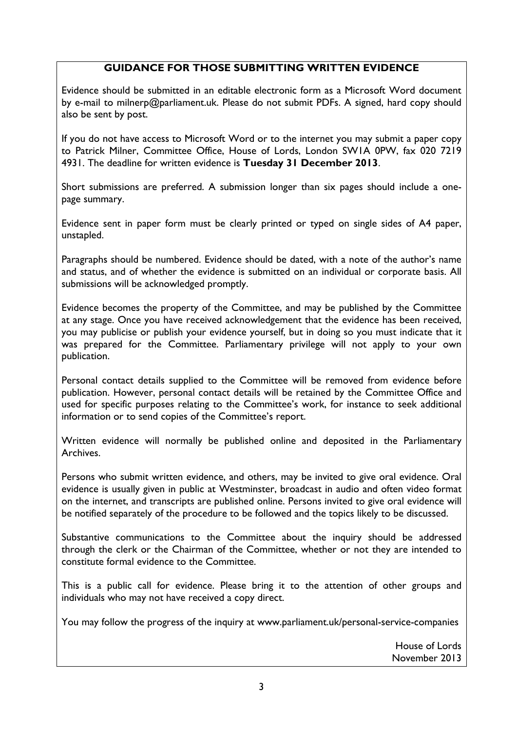## GUIDANCE FOR THOSE SUBMITTING WRITTEN EVIDENCE

Evidence should be submitted in an editable electronic form as a Microsoft Word document by e-mail to milnerp@parliament.uk. Please do not submit PDFs. A signed, hard copy should also be sent by post.

If you do not have access to Microsoft Word or to the internet you may submit a paper copy to Patrick Milner, Committee Office, House of Lords, London SW1A 0PW, fax 020 7219 4931. The deadline for written evidence is **Tuesday 31 December 2013**.

Short submissions are preferred. A submission longer than six pages should include a one-page summary.

Evidence sent in paper form must be clearly printed or typed on single sides of A4 paper, unstapled.

Paragraphs should be numbered. Evidence should be dated, with a note of the author's name and status, and of whether the evidence is submitted on an individual or corporate basis. All submissions will be acknowledged promptly.

Evidence becomes the property of the Committee, and may be published by the Committee at any stage. Once you have received acknowledgement that the evidence has been received, you may publicise or publish your evidence yourself, but in doing so you must indicate that it was prepared for the Committee. Parliamentary privilege will not apply to your own publication.

Personal contact details supplied to the Committee will be removed from evidence before publication. However, personal contact details will be retained by the Committee Office and used for specific purposes relating to the Committee's work, for instance to seek additional information or to send copies of the Committee's report.

Written evidence will normally be published online and deposited in the Parliamentary Archives.

Persons who submit written evidence, and others, may be invited to give oral evidence. Oral evidence is usually given in public at Westminster, broadcast in audio and often video format on the internet, and transcripts are published online. Persons invited to give oral evidence will be notified separately of the procedure to be followed and the topics likely to be discussed.

Substantive communications to the Committee about the inquiry should be addressed through the clerk or the Chairman of the Committee, whether or not they are intended to constitute formal evidence to the Committee.

This is a public call for evidence. Please bring it to the attention of other groups and individuals who may not have received a copy direct.

You may follow the progress of the inquiry at www.parliament.uk/personal-service-companies

House of Lords
November 2013